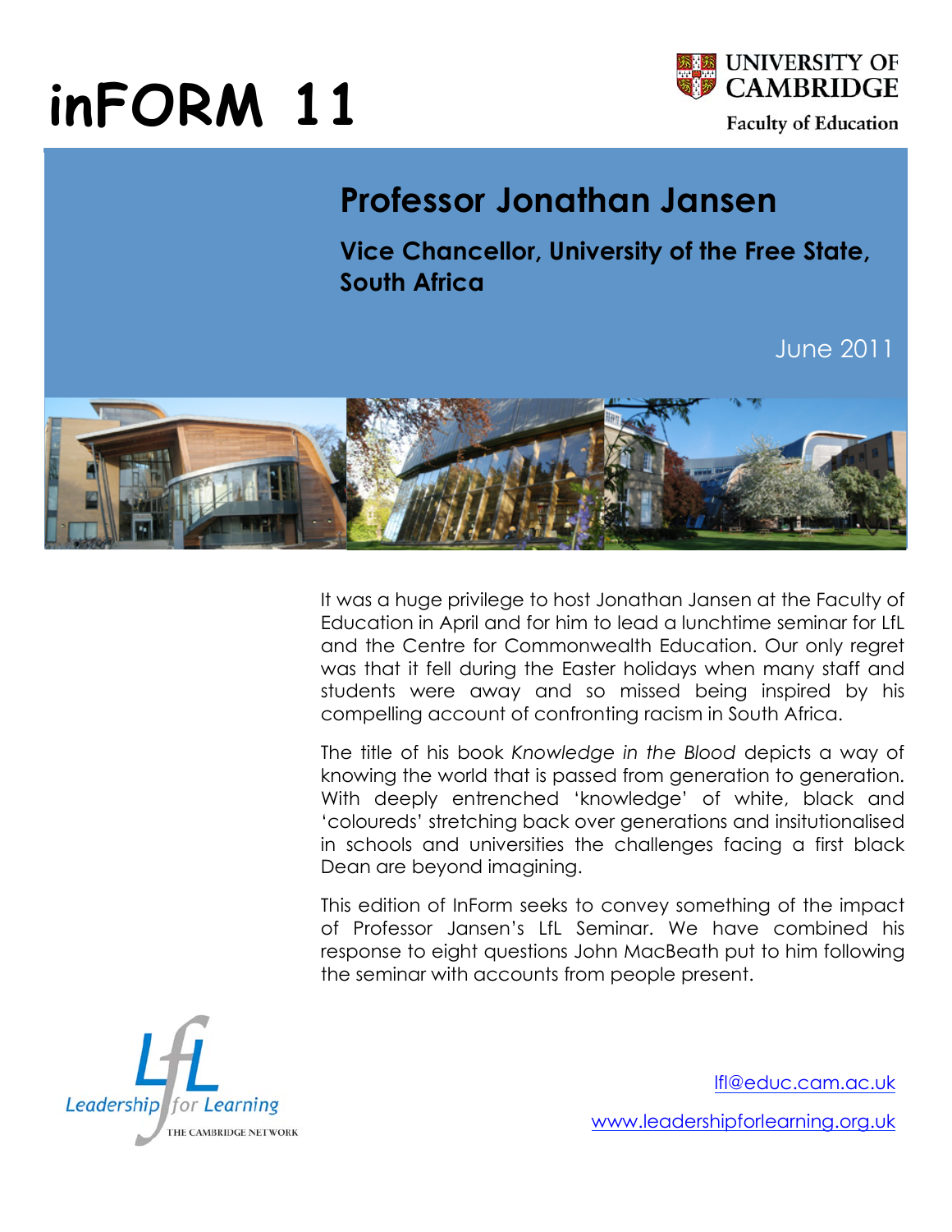# inFORM 11

UNIVERSITY OF CAMBRIDGE
Faculty of Education

## Professor Jonathan Jansen

### Vice Chancellor, University of the Free State, South Africa

June 2011

It was a huge privilege to host Jonathan Jansen at the Faculty of Education in April and for him to lead a lunchtime seminar for LfL and the Centre for Commonwealth Education. Our only regret was that it fell during the Easter holidays when many staff and students were away and so missed being inspired by his compelling account of confronting racism in South Africa.

The title of his book *Knowledge in the Blood* depicts a way of knowing the world that is passed from generation to generation. With deeply entrenched 'knowledge' of white, black and 'coloureds' stretching back over generations and insitutionalised in schools and universities the challenges facing a first black Dean are beyond imagining.

This edition of InForm seeks to convey something of the impact of Professor Jansen's LfL Seminar. We have combined his response to eight questions John MacBeath put to him following the seminar with accounts from people present.

Leadership for Learning
THE CAMBRIDGE NETWORK

lfl@educ.cam.ac.uk

www.leadershipforlearning.org.uk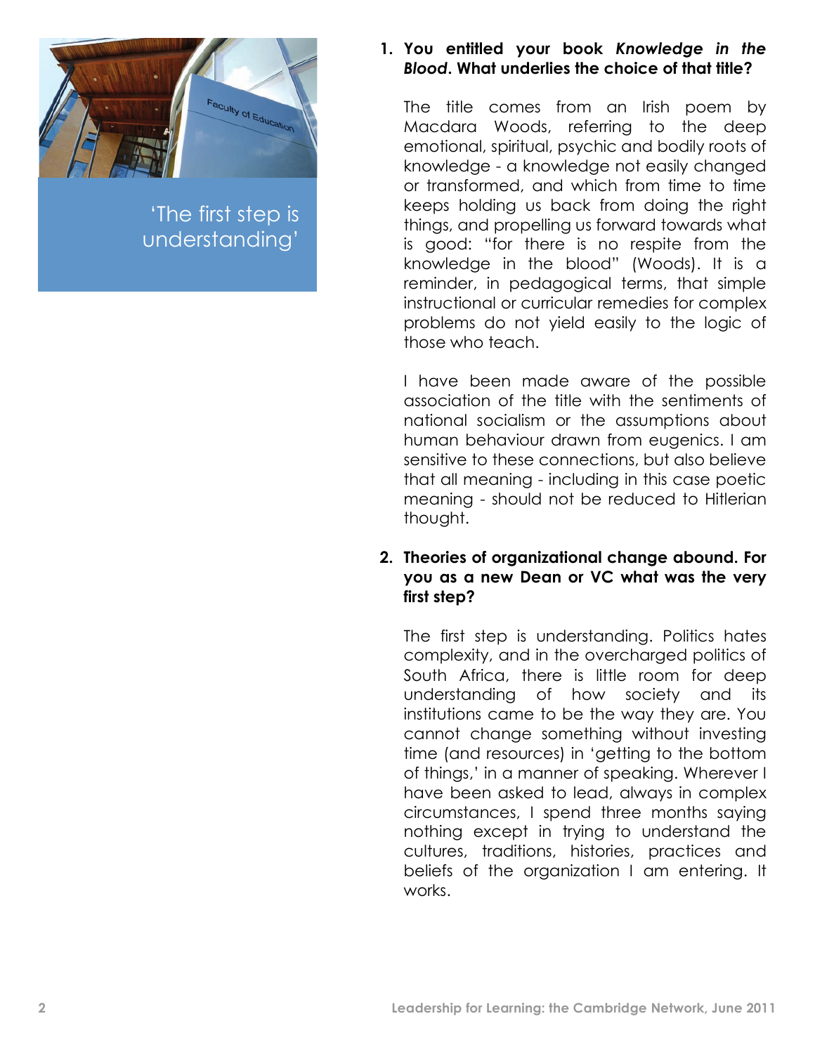'The first step is understanding'

1. **You entitled your book *Knowledge in the Blood*. What underlies the choice of that title?**

   The title comes from an Irish poem by Macdara Woods, referring to the deep emotional, spiritual, psychic and bodily roots of knowledge - a knowledge not easily changed or transformed, and which from time to time keeps holding us back from doing the right things, and propelling us forward towards what is good: "for there is no respite from the knowledge in the blood" (Woods). It is a reminder, in pedagogical terms, that simple instructional or curricular remedies for complex problems do not yield easily to the logic of those who teach.

   I have been made aware of the possible association of the title with the sentiments of national socialism or the assumptions about human behaviour drawn from eugenics. I am sensitive to these connections, but also believe that all meaning - including in this case poetic meaning - should not be reduced to Hitlerian thought.

2. **Theories of organizational change abound. For you as a new Dean or VC what was the very first step?**

   The first step is understanding. Politics hates complexity, and in the overcharged politics of South Africa, there is little room for deep understanding of how society and its institutions came to be the way they are. You cannot change something without investing time (and resources) in 'getting to the bottom of things,' in a manner of speaking. Wherever I have been asked to lead, always in complex circumstances, I spend three months saying nothing except in trying to understand the cultures, traditions, histories, practices and beliefs of the organization I am entering. It works.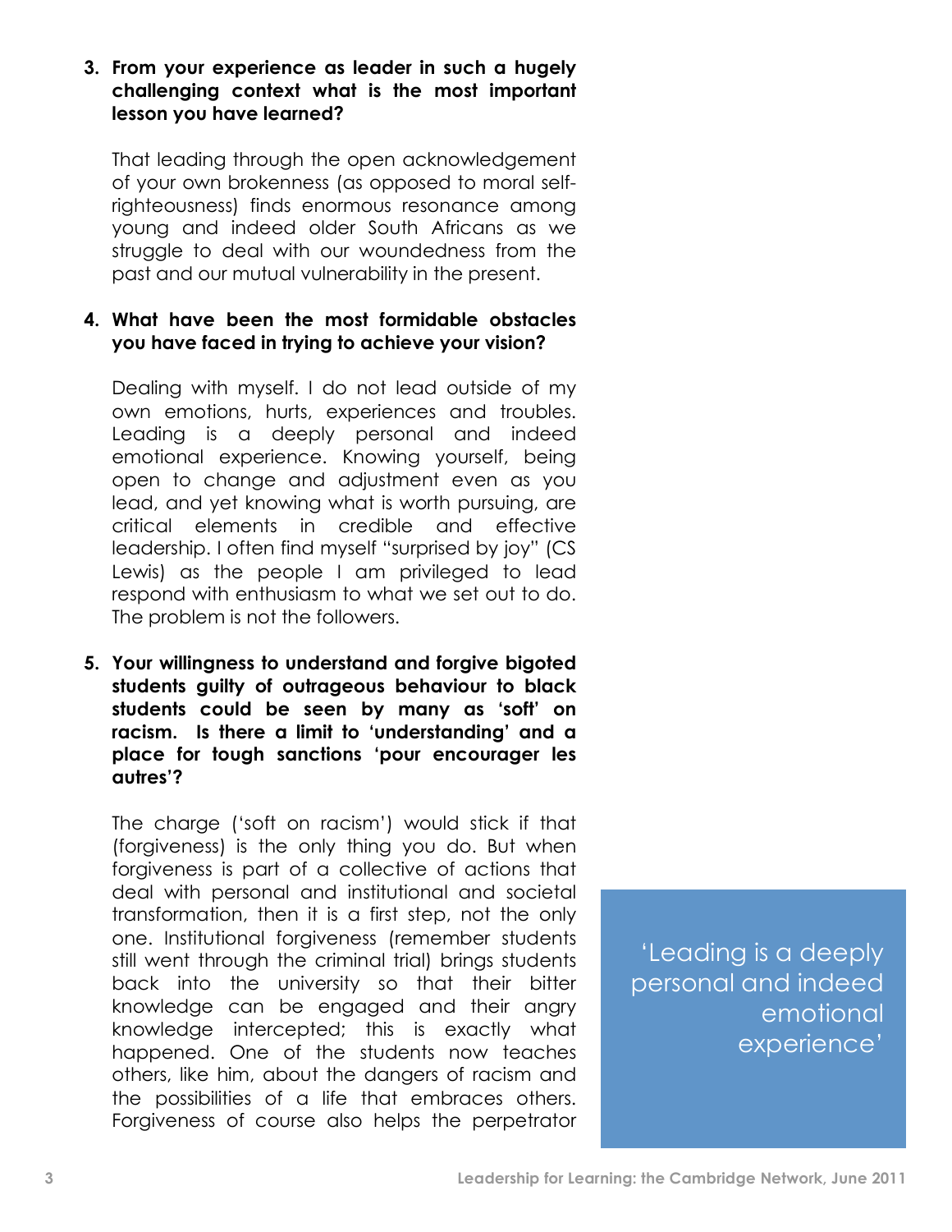**3. From your experience as leader in such a hugely challenging context what is the most important lesson you have learned?**

That leading through the open acknowledgement of your own brokenness (as opposed to moral self-righteousness) finds enormous resonance among young and indeed older South Africans as we struggle to deal with our woundedness from the past and our mutual vulnerability in the present.

**4. What have been the most formidable obstacles you have faced in trying to achieve your vision?**

Dealing with myself. I do not lead outside of my own emotions, hurts, experiences and troubles. Leading is a deeply personal and indeed emotional experience. Knowing yourself, being open to change and adjustment even as you lead, and yet knowing what is worth pursuing, are critical elements in credible and effective leadership. I often find myself "surprised by joy" (CS Lewis) as the people I am privileged to lead respond with enthusiasm to what we set out to do. The problem is not the followers.

**5. Your willingness to understand and forgive bigoted students guilty of outrageous behaviour to black students could be seen by many as 'soft' on racism. Is there a limit to 'understanding' and a place for tough sanctions 'pour encourager les autres'?**

The charge ('soft on racism') would stick if that (forgiveness) is the only thing you do. But when forgiveness is part of a collective of actions that deal with personal and institutional and societal transformation, then it is a first step, not the only one. Institutional forgiveness (remember students still went through the criminal trial) brings students back into the university so that their bitter knowledge can be engaged and their angry knowledge intercepted; this is exactly what happened. One of the students now teaches others, like him, about the dangers of racism and the possibilities of a life that embraces others. Forgiveness of course also helps the perpetrator

> 'Leading is a deeply personal and indeed emotional experience'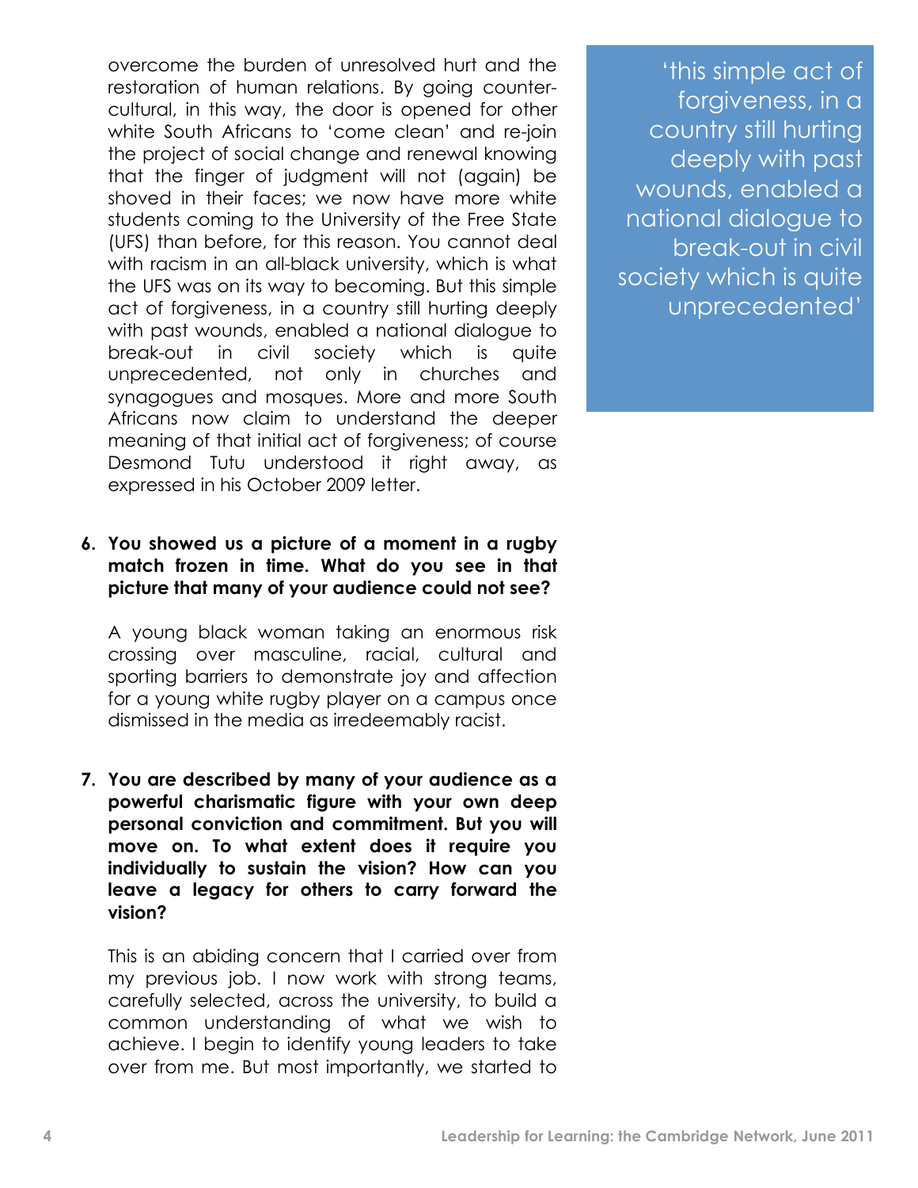overcome the burden of unresolved hurt and the restoration of human relations. By going counter-cultural, in this way, the door is opened for other white South Africans to 'come clean' and re-join the project of social change and renewal knowing that the finger of judgment will not (again) be shoved in their faces; we now have more white students coming to the University of the Free State (UFS) than before, for this reason. You cannot deal with racism in an all-black university, which is what the UFS was on its way to becoming. But this simple act of forgiveness, in a country still hurting deeply with past wounds, enabled a national dialogue to break-out in civil society which is quite unprecedented, not only in churches and synagogues and mosques. More and more South Africans now claim to understand the deeper meaning of that initial act of forgiveness; of course Desmond Tutu understood it right away, as expressed in his October 2009 letter.

> 'this simple act of forgiveness, in a country still hurting deeply with past wounds, enabled a national dialogue to break-out in civil society which is quite unprecedented'

6. **You showed us a picture of a moment in a rugby match frozen in time. What do you see in that picture that many of your audience could not see?**

   A young black woman taking an enormous risk crossing over masculine, racial, cultural and sporting barriers to demonstrate joy and affection for a young white rugby player on a campus once dismissed in the media as irredeemably racist.

7. **You are described by many of your audience as a powerful charismatic figure with your own deep personal conviction and commitment. But you will move on. To what extent does it require you individually to sustain the vision? How can you leave a legacy for others to carry forward the vision?**

   This is an abiding concern that I carried over from my previous job. I now work with strong teams, carefully selected, across the university, to build a common understanding of what we wish to achieve. I begin to identify young leaders to take over from me. But most importantly, we started to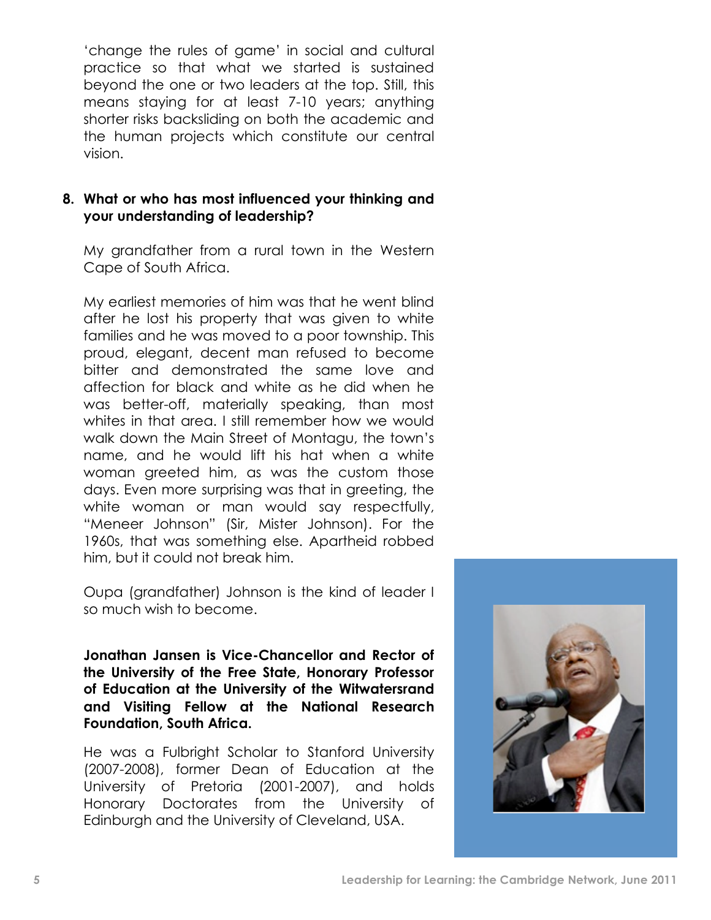'change the rules of game' in social and cultural practice so that what we started is sustained beyond the one or two leaders at the top. Still, this means staying for at least 7-10 years; anything shorter risks backsliding on both the academic and the human projects which constitute our central vision.

**8. What or who has most influenced your thinking and your understanding of leadership?**

My grandfather from a rural town in the Western Cape of South Africa.

My earliest memories of him was that he went blind after he lost his property that was given to white families and he was moved to a poor township. This proud, elegant, decent man refused to become bitter and demonstrated the same love and affection for black and white as he did when he was better-off, materially speaking, than most whites in that area. I still remember how we would walk down the Main Street of Montagu, the town's name, and he would lift his hat when a white woman greeted him, as was the custom those days. Even more surprising was that in greeting, the white woman or man would say respectfully, "Meneer Johnson" (Sir, Mister Johnson). For the 1960s, that was something else. Apartheid robbed him, but it could not break him.

Oupa (grandfather) Johnson is the kind of leader I so much wish to become.

**Jonathan Jansen is Vice-Chancellor and Rector of the University of the Free State, Honorary Professor of Education at the University of the Witwatersrand and Visiting Fellow at the National Research Foundation, South Africa.**

He was a Fulbright Scholar to Stanford University (2007-2008), former Dean of Education at the University of Pretoria (2001-2007), and holds Honorary Doctorates from the University of Edinburgh and the University of Cleveland, USA.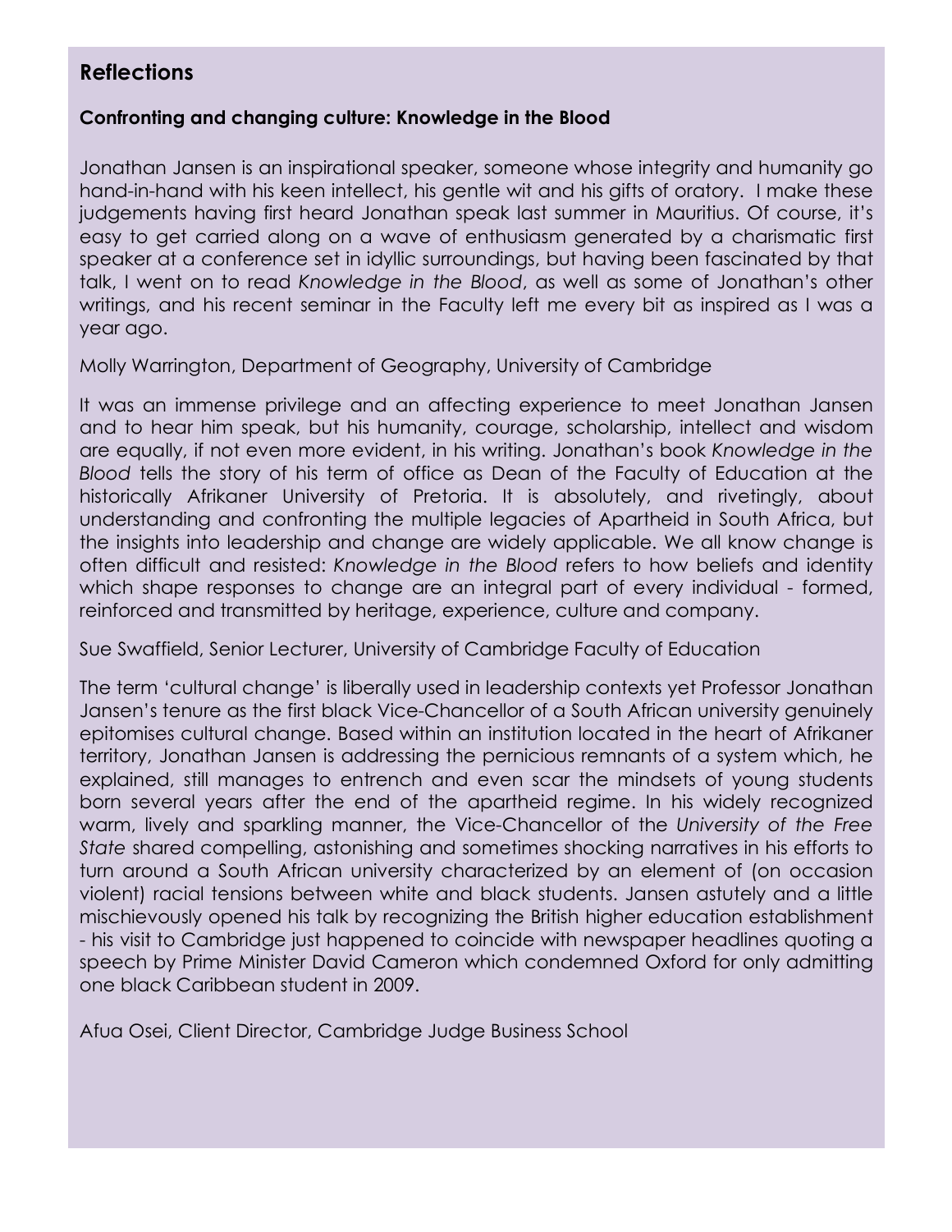## Reflections

### Confronting and changing culture: Knowledge in the Blood

Jonathan Jansen is an inspirational speaker, someone whose integrity and humanity go hand-in-hand with his keen intellect, his gentle wit and his gifts of oratory. I make these judgements having first heard Jonathan speak last summer in Mauritius. Of course, it's easy to get carried along on a wave of enthusiasm generated by a charismatic first speaker at a conference set in idyllic surroundings, but having been fascinated by that talk, I went on to read *Knowledge in the Blood*, as well as some of Jonathan's other writings, and his recent seminar in the Faculty left me every bit as inspired as I was a year ago.

Molly Warrington, Department of Geography, University of Cambridge

It was an immense privilege and an affecting experience to meet Jonathan Jansen and to hear him speak, but his humanity, courage, scholarship, intellect and wisdom are equally, if not even more evident, in his writing. Jonathan's book *Knowledge in the Blood* tells the story of his term of office as Dean of the Faculty of Education at the historically Afrikaner University of Pretoria. It is absolutely, and rivetingly, about understanding and confronting the multiple legacies of Apartheid in South Africa, but the insights into leadership and change are widely applicable. We all know change is often difficult and resisted: *Knowledge in the Blood* refers to how beliefs and identity which shape responses to change are an integral part of every individual - formed, reinforced and transmitted by heritage, experience, culture and company.

Sue Swaffield, Senior Lecturer, University of Cambridge Faculty of Education

The term 'cultural change' is liberally used in leadership contexts yet Professor Jonathan Jansen's tenure as the first black Vice-Chancellor of a South African university genuinely epitomises cultural change. Based within an institution located in the heart of Afrikaner territory, Jonathan Jansen is addressing the pernicious remnants of a system which, he explained, still manages to entrench and even scar the mindsets of young students born several years after the end of the apartheid regime. In his widely recognized warm, lively and sparkling manner, the Vice-Chancellor of the *University of the Free State* shared compelling, astonishing and sometimes shocking narratives in his efforts to turn around a South African university characterized by an element of (on occasion violent) racial tensions between white and black students. Jansen astutely and a little mischievously opened his talk by recognizing the British higher education establishment - his visit to Cambridge just happened to coincide with newspaper headlines quoting a speech by Prime Minister David Cameron which condemned Oxford for only admitting one black Caribbean student in 2009.

Afua Osei, Client Director, Cambridge Judge Business School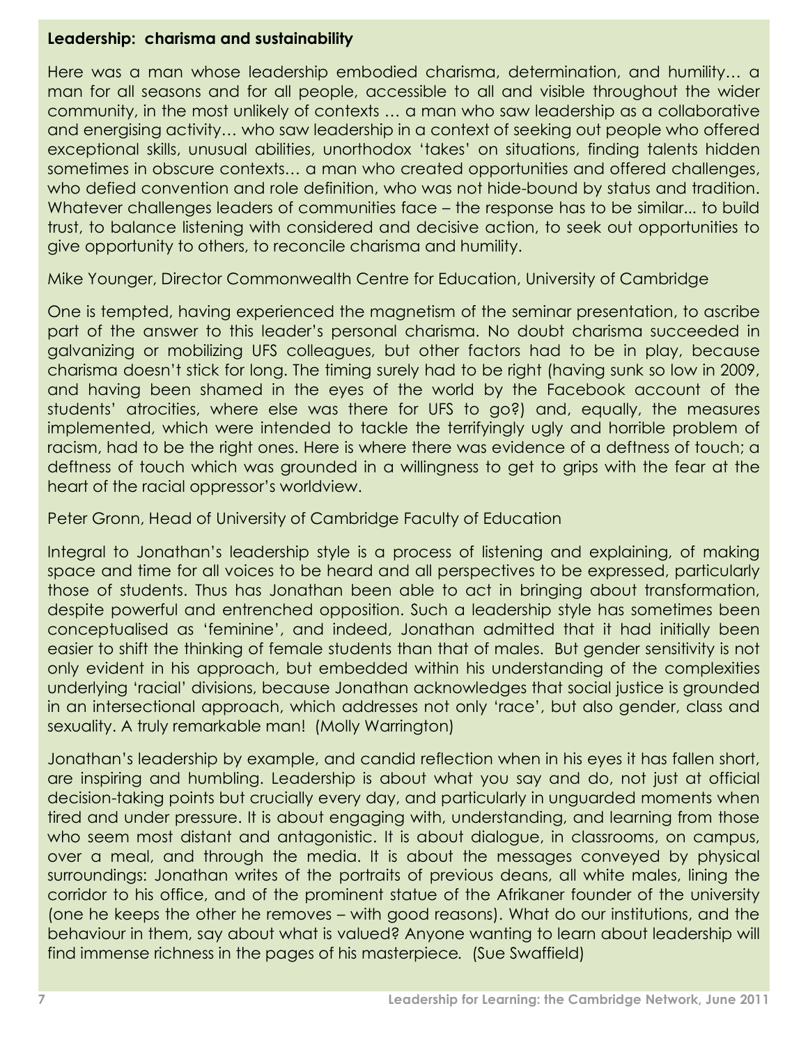**Leadership: charisma and sustainability**

Here was a man whose leadership embodied charisma, determination, and humility… a man for all seasons and for all people, accessible to all and visible throughout the wider community, in the most unlikely of contexts … a man who saw leadership as a collaborative and energising activity… who saw leadership in a context of seeking out people who offered exceptional skills, unusual abilities, unorthodox 'takes' on situations, finding talents hidden sometimes in obscure contexts… a man who created opportunities and offered challenges, who defied convention and role definition, who was not hide-bound by status and tradition. Whatever challenges leaders of communities face – the response has to be similar... to build trust, to balance listening with considered and decisive action, to seek out opportunities to give opportunity to others, to reconcile charisma and humility.

Mike Younger, Director Commonwealth Centre for Education, University of Cambridge

One is tempted, having experienced the magnetism of the seminar presentation, to ascribe part of the answer to this leader's personal charisma. No doubt charisma succeeded in galvanizing or mobilizing UFS colleagues, but other factors had to be in play, because charisma doesn't stick for long. The timing surely had to be right (having sunk so low in 2009, and having been shamed in the eyes of the world by the Facebook account of the students' atrocities, where else was there for UFS to go?) and, equally, the measures implemented, which were intended to tackle the terrifyingly ugly and horrible problem of racism, had to be the right ones. Here is where there was evidence of a deftness of touch; a deftness of touch which was grounded in a willingness to get to grips with the fear at the heart of the racial oppressor's worldview.

Peter Gronn, Head of University of Cambridge Faculty of Education

Integral to Jonathan's leadership style is a process of listening and explaining, of making space and time for all voices to be heard and all perspectives to be expressed, particularly those of students. Thus has Jonathan been able to act in bringing about transformation, despite powerful and entrenched opposition. Such a leadership style has sometimes been conceptualised as 'feminine', and indeed, Jonathan admitted that it had initially been easier to shift the thinking of female students than that of males. But gender sensitivity is not only evident in his approach, but embedded within his understanding of the complexities underlying 'racial' divisions, because Jonathan acknowledges that social justice is grounded in an intersectional approach, which addresses not only 'race', but also gender, class and sexuality. A truly remarkable man! (Molly Warrington)

Jonathan's leadership by example, and candid reflection when in his eyes it has fallen short, are inspiring and humbling. Leadership is about what you say and do, not just at official decision-taking points but crucially every day, and particularly in unguarded moments when tired and under pressure. It is about engaging with, understanding, and learning from those who seem most distant and antagonistic. It is about dialogue, in classrooms, on campus, over a meal, and through the media. It is about the messages conveyed by physical surroundings: Jonathan writes of the portraits of previous deans, all white males, lining the corridor to his office, and of the prominent statue of the Afrikaner founder of the university (one he keeps the other he removes – with good reasons). What do our institutions, and the behaviour in them, say about what is valued? Anyone wanting to learn about leadership will find immense richness in the pages of his masterpiece. (Sue Swaffield)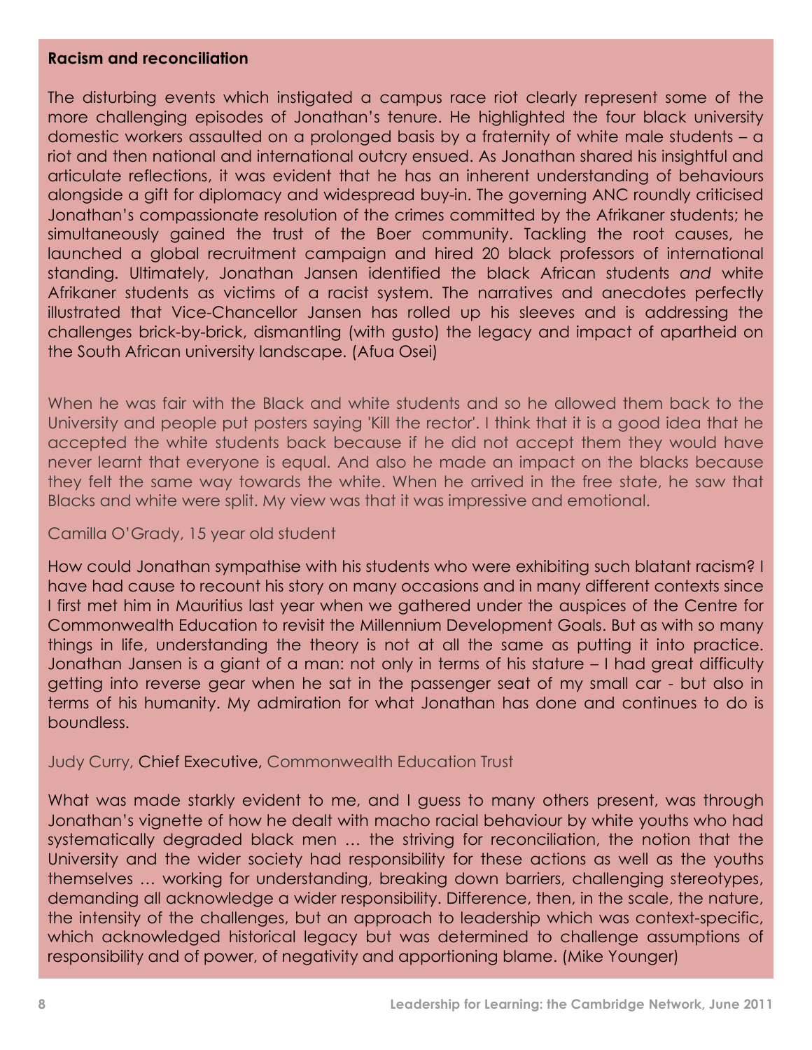**Racism and reconciliation**

The disturbing events which instigated a campus race riot clearly represent some of the more challenging episodes of Jonathan's tenure. He highlighted the four black university domestic workers assaulted on a prolonged basis by a fraternity of white male students – a riot and then national and international outcry ensued. As Jonathan shared his insightful and articulate reflections, it was evident that he has an inherent understanding of behaviours alongside a gift for diplomacy and widespread buy-in. The governing ANC roundly criticised Jonathan's compassionate resolution of the crimes committed by the Afrikaner students; he simultaneously gained the trust of the Boer community. Tackling the root causes, he launched a global recruitment campaign and hired 20 black professors of international standing. Ultimately, Jonathan Jansen identified the black African students *and* white Afrikaner students as victims of a racist system. The narratives and anecdotes perfectly illustrated that Vice-Chancellor Jansen has rolled up his sleeves and is addressing the challenges brick-by-brick, dismantling (with gusto) the legacy and impact of apartheid on the South African university landscape. (Afua Osei)

When he was fair with the Black and white students and so he allowed them back to the University and people put posters saying 'Kill the rector'. I think that it is a good idea that he accepted the white students back because if he did not accept them they would have never learnt that everyone is equal. And also he made an impact on the blacks because they felt the same way towards the white. When he arrived in the free state, he saw that Blacks and white were split. My view was that it was impressive and emotional.

Camilla O'Grady, 15 year old student

How could Jonathan sympathise with his students who were exhibiting such blatant racism? I have had cause to recount his story on many occasions and in many different contexts since I first met him in Mauritius last year when we gathered under the auspices of the Centre for Commonwealth Education to revisit the Millennium Development Goals. But as with so many things in life, understanding the theory is not at all the same as putting it into practice. Jonathan Jansen is a giant of a man: not only in terms of his stature – I had great difficulty getting into reverse gear when he sat in the passenger seat of my small car - but also in terms of his humanity. My admiration for what Jonathan has done and continues to do is boundless.

Judy Curry, Chief Executive, Commonwealth Education Trust

What was made starkly evident to me, and I guess to many others present, was through Jonathan's vignette of how he dealt with macho racial behaviour by white youths who had systematically degraded black men … the striving for reconciliation, the notion that the University and the wider society had responsibility for these actions as well as the youths themselves … working for understanding, breaking down barriers, challenging stereotypes, demanding all acknowledge a wider responsibility. Difference, then, in the scale, the nature, the intensity of the challenges, but an approach to leadership which was context-specific, which acknowledged historical legacy but was determined to challenge assumptions of responsibility and of power, of negativity and apportioning blame. (Mike Younger)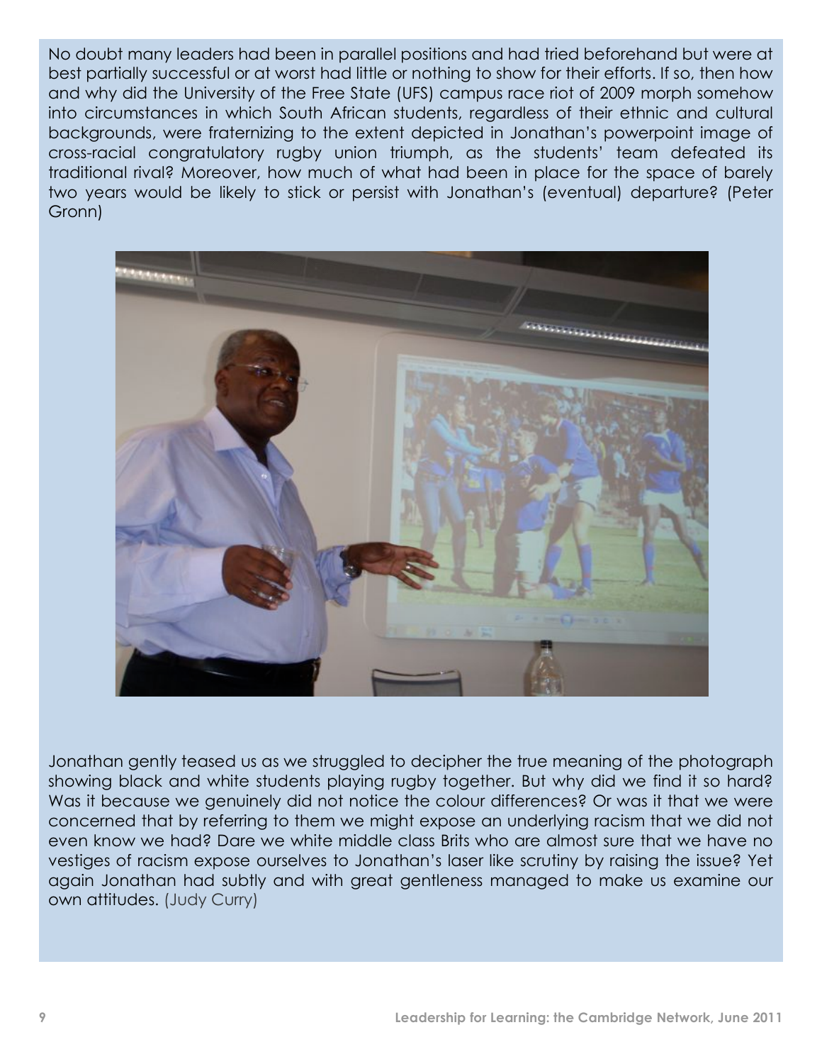No doubt many leaders had been in parallel positions and had tried beforehand but were at best partially successful or at worst had little or nothing to show for their efforts. If so, then how and why did the University of the Free State (UFS) campus race riot of 2009 morph somehow into circumstances in which South African students, regardless of their ethnic and cultural backgrounds, were fraternizing to the extent depicted in Jonathan's powerpoint image of cross-racial congratulatory rugby union triumph, as the students' team defeated its traditional rival? Moreover, how much of what had been in place for the space of barely two years would be likely to stick or persist with Jonathan's (eventual) departure? (Peter Gronn)

Jonathan gently teased us as we struggled to decipher the true meaning of the photograph showing black and white students playing rugby together. But why did we find it so hard? Was it because we genuinely did not notice the colour differences? Or was it that we were concerned that by referring to them we might expose an underlying racism that we did not even know we had? Dare we white middle class Brits who are almost sure that we have no vestiges of racism expose ourselves to Jonathan's laser like scrutiny by raising the issue? Yet again Jonathan had subtly and with great gentleness managed to make us examine our own attitudes. (Judy Curry)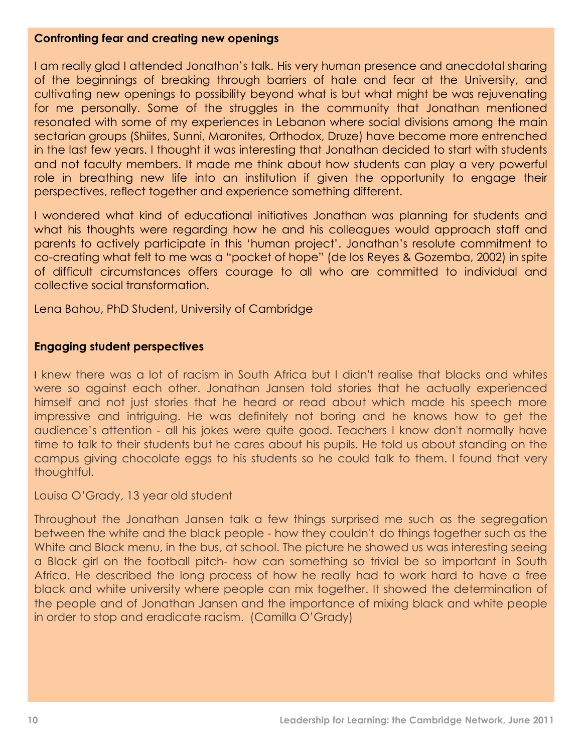**Confronting fear and creating new openings**

I am really glad I attended Jonathan's talk. His very human presence and anecdotal sharing of the beginnings of breaking through barriers of hate and fear at the University, and cultivating new openings to possibility beyond what is but what might be was rejuvenating for me personally. Some of the struggles in the community that Jonathan mentioned resonated with some of my experiences in Lebanon where social divisions among the main sectarian groups (Shiites, Sunni, Maronites, Orthodox, Druze) have become more entrenched in the last few years. I thought it was interesting that Jonathan decided to start with students and not faculty members. It made me think about how students can play a very powerful role in breathing new life into an institution if given the opportunity to engage their perspectives, reflect together and experience something different.

I wondered what kind of educational initiatives Jonathan was planning for students and what his thoughts were regarding how he and his colleagues would approach staff and parents to actively participate in this 'human project'. Jonathan's resolute commitment to co-creating what felt to me was a "pocket of hope" (de los Reyes & Gozemba, 2002) in spite of difficult circumstances offers courage to all who are committed to individual and collective social transformation.

Lena Bahou, PhD Student, University of Cambridge

**Engaging student perspectives**

I knew there was a lot of racism in South Africa but I didn't realise that blacks and whites were so against each other. Jonathan Jansen told stories that he actually experienced himself and not just stories that he heard or read about which made his speech more impressive and intriguing. He was definitely not boring and he knows how to get the audience's attention - all his jokes were quite good. Teachers I know don't normally have time to talk to their students but he cares about his pupils. He told us about standing on the campus giving chocolate eggs to his students so he could talk to them. I found that very thoughtful.

Louisa O'Grady, 13 year old student

Throughout the Jonathan Jansen talk a few things surprised me such as the segregation between the white and the black people - how they couldn't do things together such as the White and Black menu, in the bus, at school. The picture he showed us was interesting seeing a Black girl on the football pitch- how can something so trivial be so important in South Africa. He described the long process of how he really had to work hard to have a free black and white university where people can mix together. It showed the determination of the people and of Jonathan Jansen and the importance of mixing black and white people in order to stop and eradicate racism. (Camilla O'Grady)